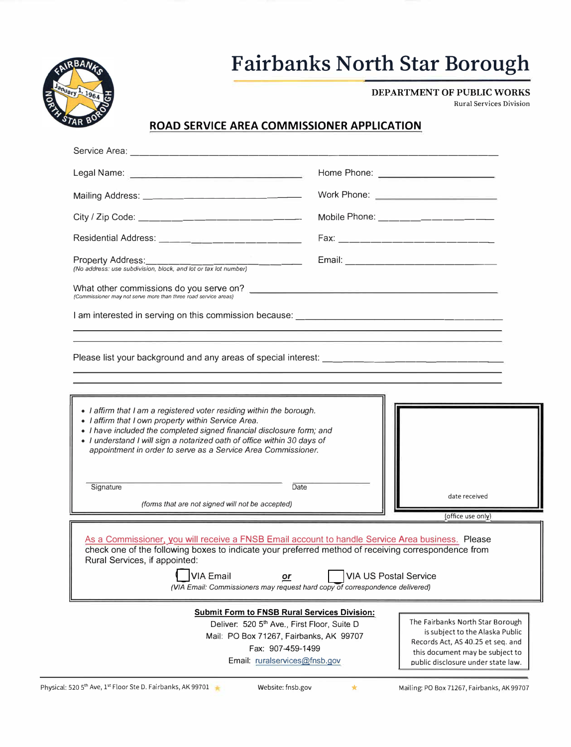# Fairbanks North Star Borough

**DEPARTMENT OF PUBLIC WORKS**
Rural Services Division

## ROAD SERVICE AREA COMMISSIONER APPLICATION

Service Area: ______________________________________________

Legal Name: ______________________ Home Phone: ______________________

Mailing Address: ______________________ Work Phone: ______________________

City / Zip Code: ______________________ Mobile Phone: ______________________

Residential Address: ______________________ Fax: ______________________

Property Address: ______________________ Email: ______________________
*(No address: use subdivision, block, and lot or tax lot number)*

What other commissions do you serve on? ______________________
*(Commissioner may not serve more than three road service areas)*

I am interested in serving on this commission because: ______________________

______________________________________________

______________________________________________

Please list your background and any areas of special interest: ______________________

______________________________________________

______________________________________________

- *I affirm that I am a registered voter residing within the borough.*
- *I affirm that I own property within Service Area.*
- *I have included the completed signed financial disclosure form; and*
- *I understand I will sign a notarized oath of office within 30 days of appointment in order to serve as a Service Area Commissioner.*

______________________ ______________
Signature Date

*(forms that are not signed will not be accepted)*

date received

(office use only)

As a Commissioner, you will receive a FNSB Email account to handle Service Area business. Please check one of the following boxes to indicate your preferred method of receiving correspondence from Rural Services, if appointed:

☐ VIA Email **or** ☐ VIA US Postal Service

*(VIA Email: Commissioners may request hard copy of correspondence delivered)*

**Submit Form to FNSB Rural Services Division:**

Deliver: 520 5th Ave., First Floor, Suite D
Mail: PO Box 71267, Fairbanks, AK 99707
Fax: 907-459-1499
Email: ruralservices@fnsb.gov

The Fairbanks North Star Borough is subject to the Alaska Public Records Act, AS 40.25 et seq. and this document may be subject to public disclosure under state law.

Physical: 520 5th Ave, 1st Floor Ste D. Fairbanks, AK 99701 ★ Website: fnsb.gov ★ Mailing: PO Box 71267, Fairbanks, AK 99707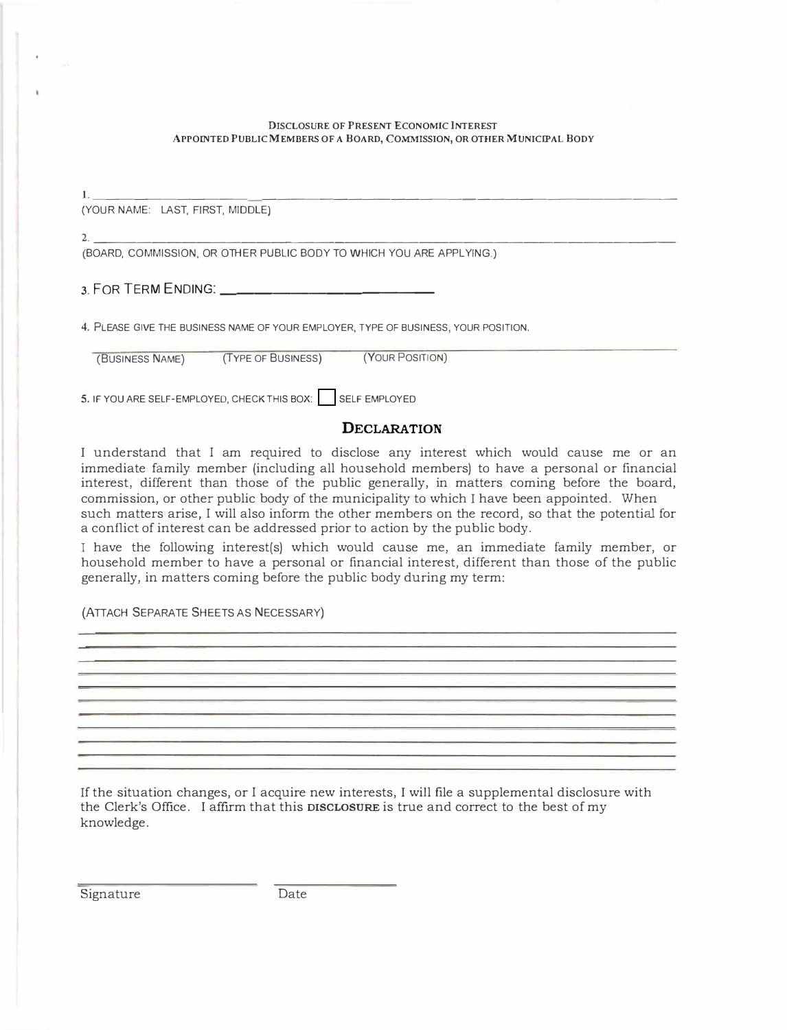**DISCLOSURE OF PRESENT ECONOMIC INTEREST**
**APPOINTED PUBLIC MEMBERS OF A BOARD, COMMISSION, OR OTHER MUNICIPAL BODY**

1. ______________________________________________________________
(YOUR NAME: LAST, FIRST, MIDDLE)

2. ______________________________________________________________
(BOARD, COMMISSION, OR OTHER PUBLIC BODY TO WHICH YOU ARE APPLYING.)

3. FOR TERM ENDING: ______________________

4. PLEASE GIVE THE BUSINESS NAME OF YOUR EMPLOYER, TYPE OF BUSINESS, YOUR POSITION.

______________________________________________________________
(BUSINESS NAME) (TYPE OF BUSINESS) (YOUR POSITION)

5. IF YOU ARE SELF-EMPLOYED, CHECK THIS BOX: ☐ SELF EMPLOYED

## DECLARATION

I understand that I am required to disclose any interest which would cause me or an immediate family member (including all household members) to have a personal or financial interest, different than those of the public generally, in matters coming before the board, commission, or other public body of the municipality to which I have been appointed. When such matters arise, I will also inform the other members on the record, so that the potential for a conflict of interest can be addressed prior to action by the public body.

I have the following interest(s) which would cause me, an immediate family member, or household member to have a personal or financial interest, different than those of the public generally, in matters coming before the public body during my term:

(ATTACH SEPARATE SHEETS AS NECESSARY)

______________________________________________________________
______________________________________________________________
______________________________________________________________
______________________________________________________________
______________________________________________________________
______________________________________________________________
______________________________________________________________
______________________________________________________________
______________________________________________________________
______________________________________________________________

If the situation changes, or I acquire new interests, I will file a supplemental disclosure with the Clerk's Office. I affirm that this **DISCLOSURE** is true and correct to the best of my knowledge.

______________________ ______________
Signature Date